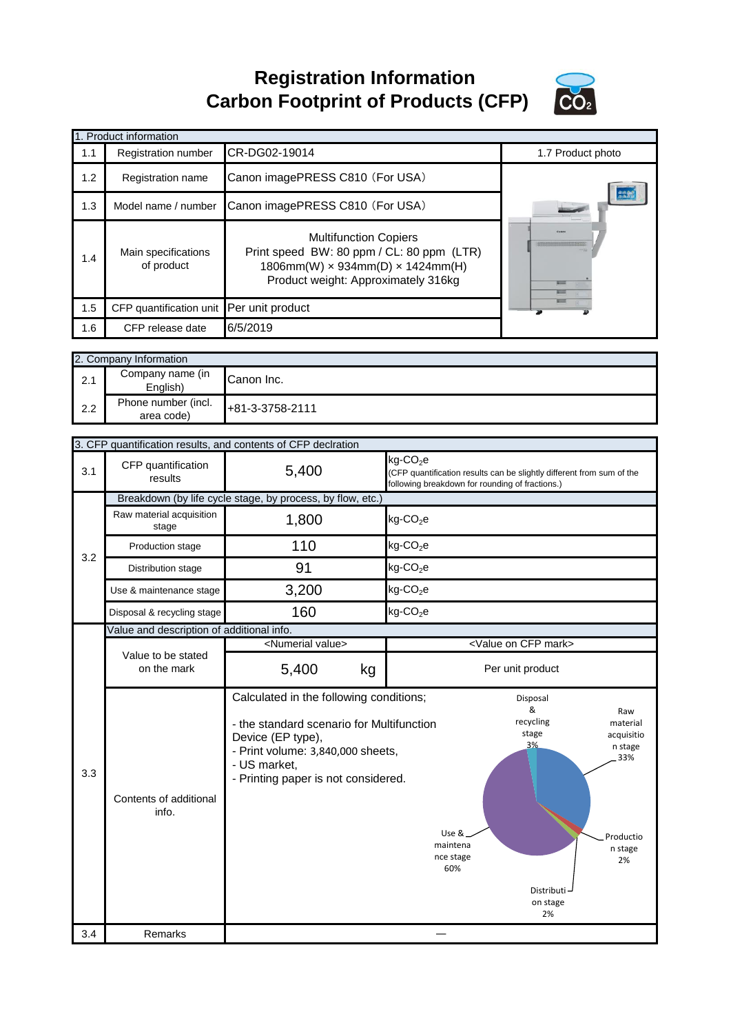# Registration Information
# Carbon Footprint of Products (CFP)

| 1. Product information | | | |
|---|---|---|---|
| 1.1 | Registration number | CR-DG02-19014 | 1.7 Product photo |
| 1.2 | Registration name | Canon imagePRESS C810（For USA） | |
| 1.3 | Model name / number | Canon imagePRESS C810（For USA） | |
| 1.4 | Main specifications of product | Multifunction Copiers<br>Print speed BW: 80 ppm / CL: 80 ppm (LTR)<br>1806mm(W) × 934mm(D) × 1424mm(H)<br>Product weight: Approximately 316kg | |
| 1.5 | CFP quantification unit | Per unit product | |
| 1.6 | CFP release date | 6/5/2019 | |

| 2. Company Information | | |
|---|---|---|
| 2.1 | Company name (in English) | Canon Inc. |
| 2.2 | Phone number (incl. area code) | +81-3-3758-2111 |

| 3. CFP quantification results, and contents of CFP declration | | | |
|---|---|---|---|
| 3.1 | CFP quantification results | 5,400 | kg-$CO_2$e (CFP quantification results can be slightly different from sum of the following breakdown for rounding of fractions.) |
| 3.2 | Breakdown (by life cycle stage, by process, by flow, etc.) | | |
| | Raw material acquisition stage | 1,800 | kg-$CO_2$e |
| | Production stage | 110 | kg-$CO_2$e |
| | Distribution stage | 91 | kg-$CO_2$e |
| | Use & maintenance stage | 3,200 | kg-$CO_2$e |
| | Disposal & recycling stage | 160 | kg-$CO_2$e |
| 3.3 | Value and description of additional info. | | |
| | Value to be stated on the mark | <Numerial value><br>5,400 kg | <Value on CFP mark><br>Per unit product |
| | Contents of additional info. | Calculated in the following conditions;<br>- the standard scenario for Multifunction Device (EP type),<br>- Print volume: 3,840,000 sheets,<br>- US market,<br>- Printing paper is not considered. | Raw material acquisition stage 33%; Production stage 2%; Distribution stage 2%; Use & maintenance stage 60%; Disposal & recycling stage 3% |
| 3.4 | Remarks | — | |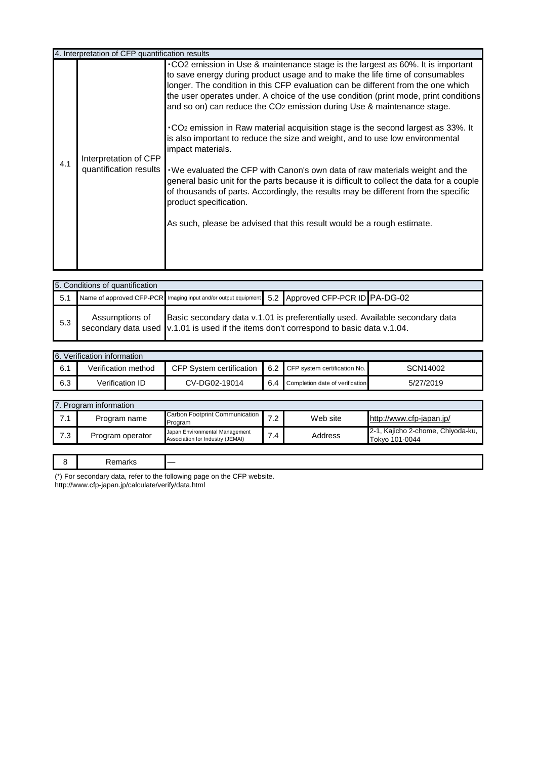| 4. Interpretation of CFP quantification results | | |
|---|---|---|
| 4.1 | Interpretation of CFP quantification results | ・$CO_2$ emission in Use & maintenance stage is the largest as 60%. It is important to save energy during product usage and to make the life time of consumables longer. The condition in this CFP evaluation can be different from the one which the user operates under. A choice of the use condition (print mode, print conditions and so on) can reduce the $CO_2$ emission during Use & maintenance stage.<br><br>・$CO_2$ emission in Raw material acquisition stage is the second largest as 33%. It is also important to reduce the size and weight, and to use low environmental impact materials.<br><br>・We evaluated the CFP with Canon's own data of raw materials weight and the general basic unit for the parts because it is difficult to collect the data for a couple of thousands of parts. Accordingly, the results may be different from the specific product specification.<br><br>As such, please be advised that this result would be a rough estimate. |

| 5. Conditions of quantification | | | | |
|---|---|---|---|---|
| 5.1 | Name of approved CFP-PCR | Imaging input and/or output equipment | 5.2 | Approved CFP-PCR ID PA-DG-02 |
| 5.3 | Assumptions of secondary data used | Basic secondary data v.1.01 is preferentially used. Available secondary data v.1.01 is used if the items don't correspond to basic data v.1.04. | | |

| 6. Verification information | | | | | |
|---|---|---|---|---|---|
| 6.1 | Verification method | CFP System certification | 6.2 | CFP system certification No. | SCN14002 |
| 6.3 | Verification ID | CV-DG02-19014 | 6.4 | Completion date of verification | 5/27/2019 |

| 7. Program information | | | | | |
|---|---|---|---|---|---|
| 7.1 | Program name | Carbon Footprint Communication Program | 7.2 | Web site | http://www.cfp-japan.jp/ |
| 7.3 | Program operator | Japan Environmental Management Association for Industry (JEMAI) | 7.4 | Address | 2-1, Kajicho 2-chome, Chiyoda-ku, Tokyo 101-0044 |

| | | |
|---|---|---|
| 8 | Remarks | — |

(*) For secondary data, refer to the following page on the CFP website.
http://www.cfp-japan.jp/calculate/verify/data.html